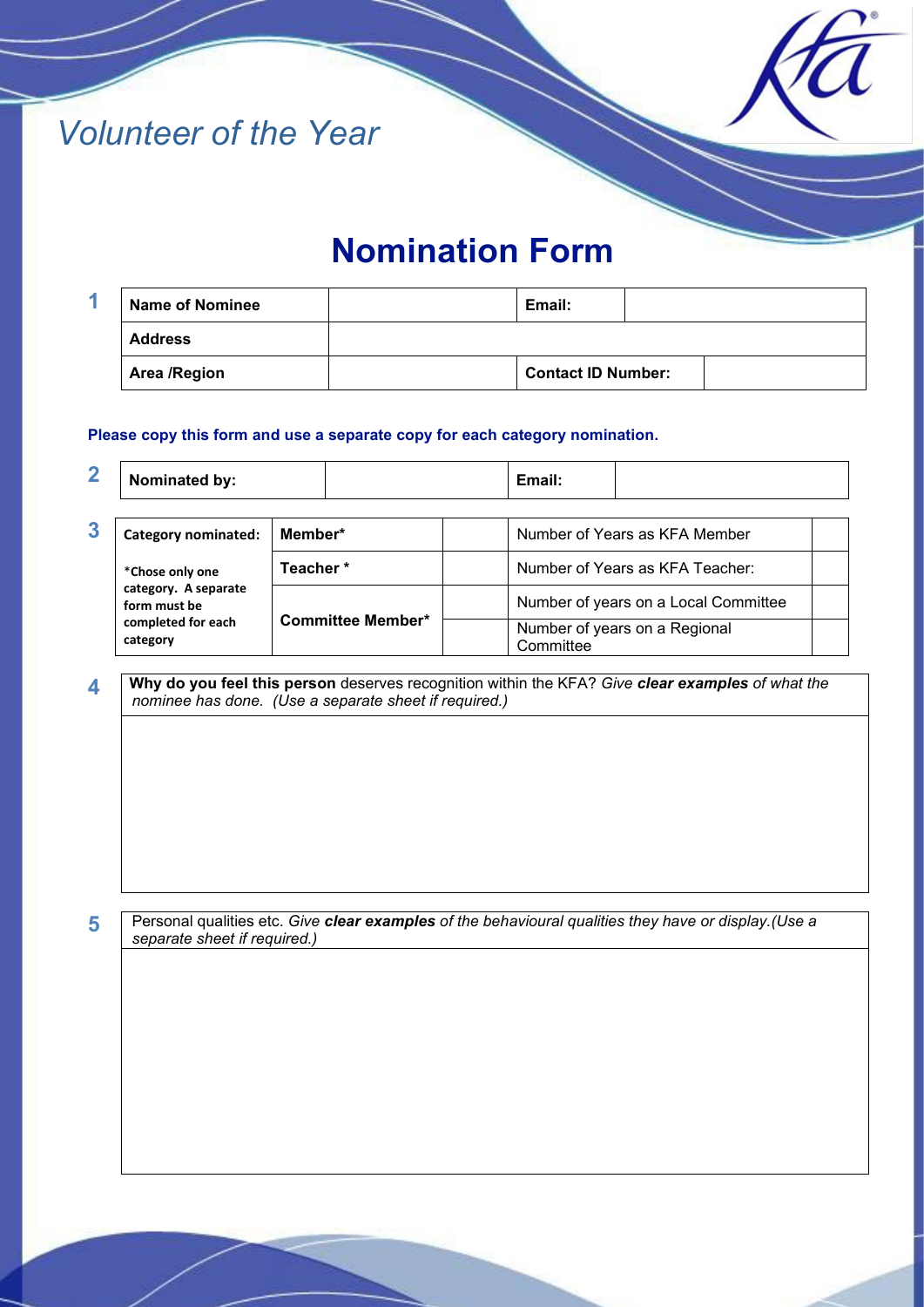*Volunteer of the Year*

# Nomination Form

**1**

| **Name of Nominee** | | **Email:** | |
|---|---|---|---|
| **Address** | | | |
| **Area /Region** | | **Contact ID Number:** | |

**Please copy this form and use a separate copy for each category nomination.**

**2**

| **Nominated by:** | | **Email:** | |
|---|---|---|---|

**3**

| **Category nominated:** | **Member*** | | Number of Years as KFA Member | |
|---|---|---|---|---|
| *Chose only one category. A separate form must be completed for each category | **Teacher** * | | Number of Years as KFA Teacher: | |
| | **Committee Member*** | | Number of years on a Local Committee | |
| | | | Number of years on a Regional Committee | |

**4**

| **Why do you feel this person** deserves recognition within the KFA? *Give* ***clear examples*** *of what the nominee has done. (Use a separate sheet if required.)* |
|---|
| |

**5**

| Personal qualities etc. *Give* ***clear examples*** *of the behavioural qualities they have or display.(Use a separate sheet if required.)* |
|---|
| |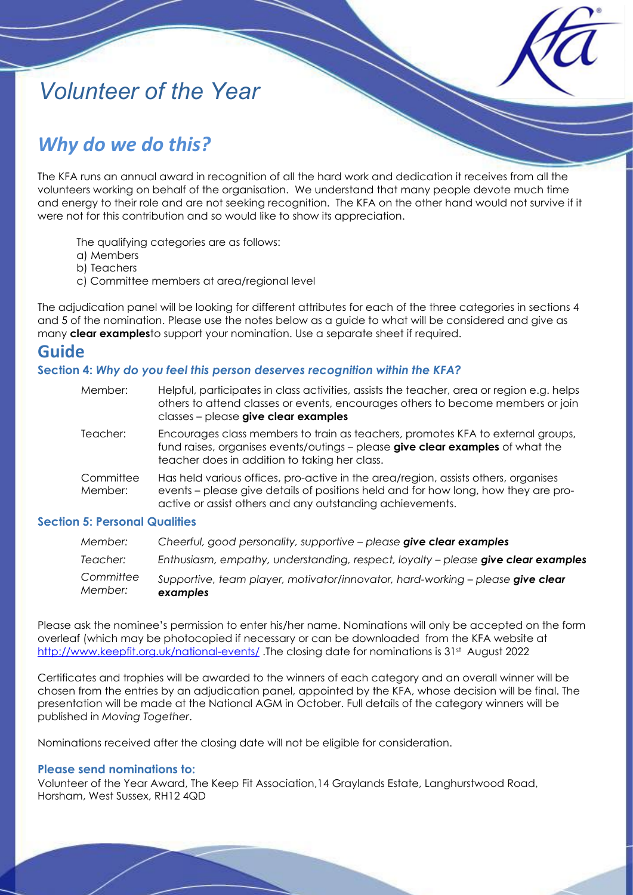// Volume Ultra-Bright Rendering — Pass 1 Skipped
# Volume Ultra Pass-2

# Volunteer of the Year

## *Why do we do this?*

The KFA runs an annual award in recognition of all the hard work and dedication it receives from all the volunteers working on behalf of the organisation. We understand that many people devote much time and energy to their role and are not seeking recognition. The KFA on the other hand would not survive if it were not for this contribution and so would like to show its appreciation.

The qualifying categories are as follows:

a) Members
b) Teachers
c) Committee members at area/regional level

The adjudication panel will be looking for different attributes for each of the three categories in sections 4 and 5 of the nomination. Please use the notes below as a guide to what will be considered and give as many **clear examples**to support your nomination. Use a separate sheet if required.

## Guide

### Section 4: *Why do you feel this person deserves recognition within the KFA?*

| | |
|---|---|
| Member: | Helpful, participates in class activities, assists the teacher, area or region e.g. helps others to attend classes or events, encourages others to become members or join classes – please **give clear examples** |
| Teacher: | Encourages class members to train as teachers, promotes KFA to external groups, fund raises, organises events/outings – please **give clear examples** of what the teacher does in addition to taking her class. |
| Committee Member: | Has held various offices, pro-active in the area/region, assists others, organises events – please give details of positions held and for how long, how they are pro-active or assist others and any outstanding achievements. |

### Section 5: Personal Qualities

| | |
|---|---|
| *Member:* | *Cheerful, good personality, supportive – please **give clear examples*** |
| *Teacher:* | *Enthusiasm, empathy, understanding, respect, loyalty – please **give clear examples*** |
| *Committee Member:* | *Supportive, team player, motivator/innovator, hard-working – please **give clear examples*** |

Please ask the nominee's permission to enter his/her name. Nominations will only be accepted on the form overleaf (which may be photocopied if necessary or can be downloaded from the KFA website at http://www.keepfit.org.uk/national-events/ .The closing date for nominations is 31st August 2022

Certificates and trophies will be awarded to the winners of each category and an overall winner will be chosen from the entries by an adjudication panel, appointed by the KFA, whose decision will be final. The presentation will be made at the National AGM in October. Full details of the category winners will be published in *Moving Together*.

Nominations received after the closing date will not be eligible for consideration.

### Please send nominations to:

Volunteer of the Year Award, The Keep Fit Association,14 Graylands Estate, Langhurstwood Road, Horsham, West Sussex, RH12 4QD

# Volunteer of the Year

## *Why do we do this?*

The KFA runs an annual award in recognition of all the hard work and dedication it receives from all the volunteers working on behalf of the organisation. We understand that many people devote much time and energy to their role and are not seeking recognition. The KFA on the other hand would not survive if it were not for this contribution and so would like to show its appreciation.

The qualifying categories are as follows:

a) Members
b) Teachers
c) Committee members at area/regional level

The adjudication panel will be looking for different attributes for each of the three categories in sections 4 and 5 of the nomination. Please use the notes below as a guide to what will be considered and give as many **clear examples**to support your nomination. Use a separate sheet if required.

## Guide

### Section 4: *Why do you feel this person deserves recognition within the KFA?*

| | |
|---|---|
| Member: | Helpful, participates in class activities, assists the teacher, area or region e.g. helps others to attend classes or events, encourages others to become members or join classes – please **give clear examples** |
| Teacher: | Encourages class members to train as teachers, promotes KFA to external groups, fund raises, organises events/outings – please **give clear examples** of what the teacher does in addition to taking her class. |
| Committee Member: | Has held various offices, pro-active in the area/region, assists others, organises events – please give details of positions held and for how long, how they are pro-active or assist others and any outstanding achievements. |

### Section 5: Personal Qualities

| | |
|---|---|
| *Member:* | *Cheerful, good personality, supportive – please **give clear examples*** |
| *Teacher:* | *Enthusiasm, empathy, understanding, respect, loyalty – please **give clear examples*** |
| *Committee Member:* | *Supportive, team player, motivator/innovator, hard-working – please **give clear examples*** |

Please ask the nominee's permission to enter his/her name. Nominations will only be accepted on the form overleaf (which may be photocopied if necessary or can be downloaded from the KFA website at http://www.keepfit.org.uk/national-events/ .The closing date for nominations is 31st August 2022

Certificates and trophies will be awarded to the winners of each category and an overall winner will be chosen from the entries by an adjudication panel, appointed by the KFA, whose decision will be final. The presentation will be made at the National AGM in October. Full details of the category winners will be published in *Moving Together*.

Nominations received after the closing date will not be eligible for consideration.

### Please send nominations to:

Volunteer of the Year Award, The Keep Fit Association,14 Graylands Estate, Langhurstwood Road, Horsham, West Sussex, RH12 4QD